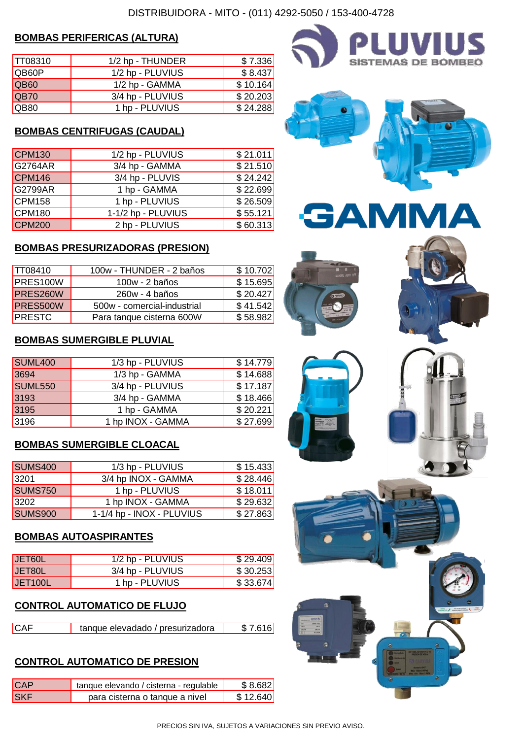DISTRIBUIDORA - MITO - (011) 4292-5050 / 153-400-4728

## BOMBAS PERIFERICAS (ALTURA)

| | | |
|---|---|---|
| TT08310 | 1/2 hp - THUNDER | $ 7.336 |
| QB60P | 1/2 hp - PLUVIUS | $ 8.437 |
| QB60 | 1/2 hp - GAMMA | $ 10.164 |
| QB70 | 3/4 hp - PLUVIUS | $ 20.203 |
| QB80 | 1 hp - PLUVIUS | $ 24.288 |

## BOMBAS CENTRIFUGAS (CAUDAL)

| | | |
|---|---|---|
| CPM130 | 1/2 hp - PLUVIUS | $ 21.011 |
| G2764AR | 3/4 hp - GAMMA | $ 21.510 |
| CPM146 | 3/4 hp - PLUVIS | $ 24.242 |
| G2799AR | 1 hp - GAMMA | $ 22.699 |
| CPM158 | 1 hp - PLUVIUS | $ 26.509 |
| CPM180 | 1-1/2 hp - PLUVIUS | $ 55.121 |
| CPM200 | 2 hp - PLUVIUS | $ 60.313 |

## BOMBAS PRESURIZADORAS (PRESION)

| | | |
|---|---|---|
| TT08410 | 100w - THUNDER - 2 baños | $ 10.702 |
| PRES100W | 100w - 2 baños | $ 15.695 |
| PRES260W | 260w - 4 baños | $ 20.427 |
| PRES500W | 500w - comercial-industrial | $ 41.542 |
| PRESTC | Para tanque cisterna 600W | $ 58.982 |

## BOMBAS SUMERGIBLE PLUVIAL

| | | |
|---|---|---|
| SUML400 | 1/3 hp - PLUVIUS | $ 14.779 |
| 3694 | 1/3 hp - GAMMA | $ 14.688 |
| SUML550 | 3/4 hp - PLUVIUS | $ 17.187 |
| 3193 | 3/4 hp - GAMMA | $ 18.466 |
| 3195 | 1 hp - GAMMA | $ 20.221 |
| 3196 | 1 hp INOX - GAMMA | $ 27.699 |

## BOMBAS SUMERGIBLE CLOACAL

| | | |
|---|---|---|
| SUMS400 | 1/3 hp - PLUVIUS | $ 15.433 |
| 3201 | 3/4 hp INOX - GAMMA | $ 28.446 |
| SUMS750 | 1 hp - PLUVIUS | $ 18.011 |
| 3202 | 1 hp INOX - GAMMA | $ 29.632 |
| SUMS900 | 1-1/4 hp - INOX - PLUVIUS | $ 27.863 |

## BOMBAS AUTOASPIRANTES

| | | |
|---|---|---|
| JET60L | 1/2 hp - PLUVIUS | $ 29.409 |
| JET80L | 3/4 hp - PLUVIUS | $ 30.253 |
| JET100L | 1 hp - PLUVIUS | $ 33.674 |

## CONTROL AUTOMATICO DE FLUJO

| | | |
|---|---|---|
| CAF | tanque elevadado / presurizadora | $ 7.616 |

## CONTROL AUTOMATICO DE PRESION

| | | |
|---|---|---|
| CAP | tanque elevando / cisterna - regulable | $ 8.682 |
| SKF | para cisterna o tanque a nivel | $ 12.640 |

PLUVIUS SISTEMAS DE BOMBEO

GAMMA

PRECIOS SIN IVA, SUJETOS A VARIACIONES SIN PREVIO AVISO.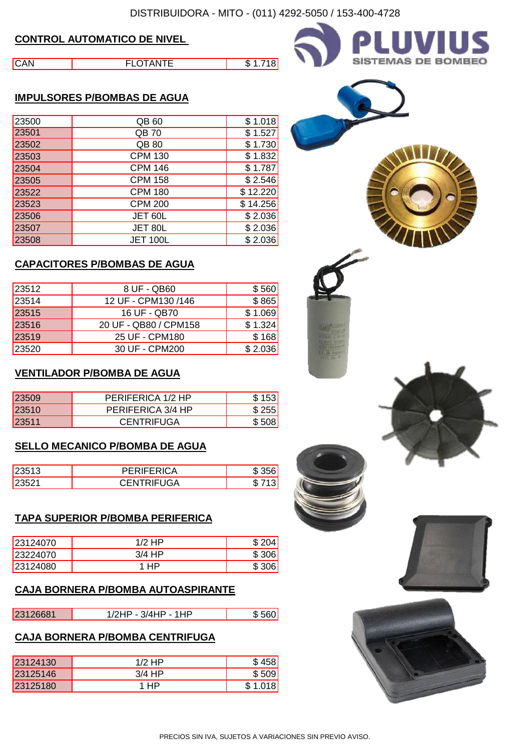DISTRIBUIDORA - MITO - (011) 4292-5050 / 153-400-4728

PLUVIUS
SISTEMAS DE BOMBEO

## CONTROL AUTOMATICO DE NIVEL

| | | |
|---|---|---|
| CAN | FLOTANTE | $ 1.718 |

## IMPULSORES P/BOMBAS DE AGUA

| | | |
|---|---|---|
| 23500 | QB 60 | $ 1.018 |
| 23501 | QB 70 | $ 1.527 |
| 23502 | QB 80 | $ 1.730 |
| 23503 | CPM 130 | $ 1.832 |
| 23504 | CPM 146 | $ 1.787 |
| 23505 | CPM 158 | $ 2.546 |
| 23522 | CPM 180 | $ 12.220 |
| 23523 | CPM 200 | $ 14.256 |
| 23506 | JET 60L | $ 2.036 |
| 23507 | JET 80L | $ 2.036 |
| 23508 | JET 100L | $ 2.036 |

## CAPACITORES P/BOMBAS DE AGUA

| | | |
|---|---|---|
| 23512 | 8 UF - QB60 | $ 560 |
| 23514 | 12 UF - CPM130 /146 | $ 865 |
| 23515 | 16 UF - QB70 | $ 1.069 |
| 23516 | 20 UF - QB80 / CPM158 | $ 1.324 |
| 23519 | 25 UF - CPM180 | $ 168 |
| 23520 | 30 UF - CPM200 | $ 2.036 |

## VENTILADOR P/BOMBA DE AGUA

| | | |
|---|---|---|
| 23509 | PERIFERICA 1/2 HP | $ 153 |
| 23510 | PERIFERICA 3/4 HP | $ 255 |
| 23511 | CENTRIFUGA | $ 508 |

## SELLO MECANICO P/BOMBA DE AGUA

| | | |
|---|---|---|
| 23513 | PERIFERICA | $ 356 |
| 23521 | CENTRIFUGA | $ 713 |

## TAPA SUPERIOR P/BOMBA PERIFERICA

| | | |
|---|---|---|
| 23124070 | 1/2 HP | $ 204 |
| 23224070 | 3/4 HP | $ 306 |
| 23124080 | 1 HP | $ 306 |

## CAJA BORNERA P/BOMBA AUTOASPIRANTE

| | | |
|---|---|---|
| 23126681 | 1/2HP - 3/4HP - 1HP | $ 560 |

## CAJA BORNERA P/BOMBA CENTRIFUGA

| | | |
|---|---|---|
| 23124130 | 1/2 HP | $ 458 |
| 23125146 | 3/4 HP | $ 509 |
| 23125180 | 1 HP | $ 1.018 |

PRECIOS SIN IVA, SUJETOS A VARIACIONES SIN PREVIO AVISO.